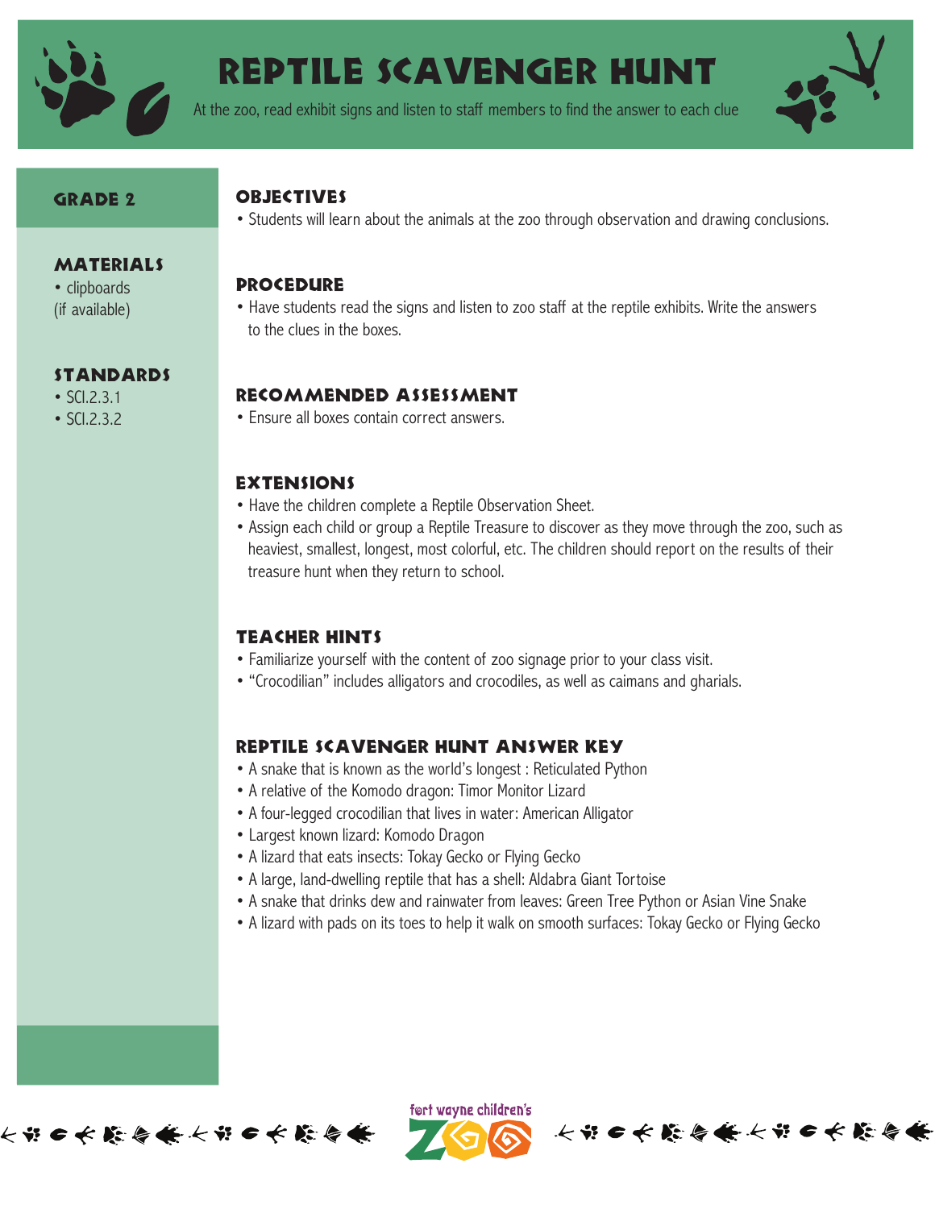# Reptile Scavenger Hunt

At the zoo, read exhibit signs and listen to staff members to find the answer to each clue

## Grade 2

## Materials

- clipboards (if available)

## Standards

- SCI.2.3.1
- SCI.2.3.2

## Objectives

- Students will learn about the animals at the zoo through observation and drawing conclusions.

## Procedure

- Have students read the signs and listen to zoo staff at the reptile exhibits. Write the answers to the clues in the boxes.

## Recommended Assessment

- Ensure all boxes contain correct answers.

## Extensions

- Have the children complete a Reptile Observation Sheet.
- Assign each child or group a Reptile Treasure to discover as they move through the zoo, such as heaviest, smallest, longest, most colorful, etc. The children should report on the results of their treasure hunt when they return to school.

## Teacher Hints

- Familiarize yourself with the content of zoo signage prior to your class visit.
- "Crocodilian" includes alligators and crocodiles, as well as caimans and gharials.

## Reptile Scavenger Hunt Answer Key

- A snake that is known as the world's longest : Reticulated Python
- A relative of the Komodo dragon: Timor Monitor Lizard
- A four-legged crocodilian that lives in water: American Alligator
- Largest known lizard: Komodo Dragon
- A lizard that eats insects: Tokay Gecko or Flying Gecko
- A large, land-dwelling reptile that has a shell: Aldabra Giant Tortoise
- A snake that drinks dew and rainwater from leaves: Green Tree Python or Asian Vine Snake
- A lizard with pads on its toes to help it walk on smooth surfaces: Tokay Gecko or Flying Gecko

fort wayne children's ZOO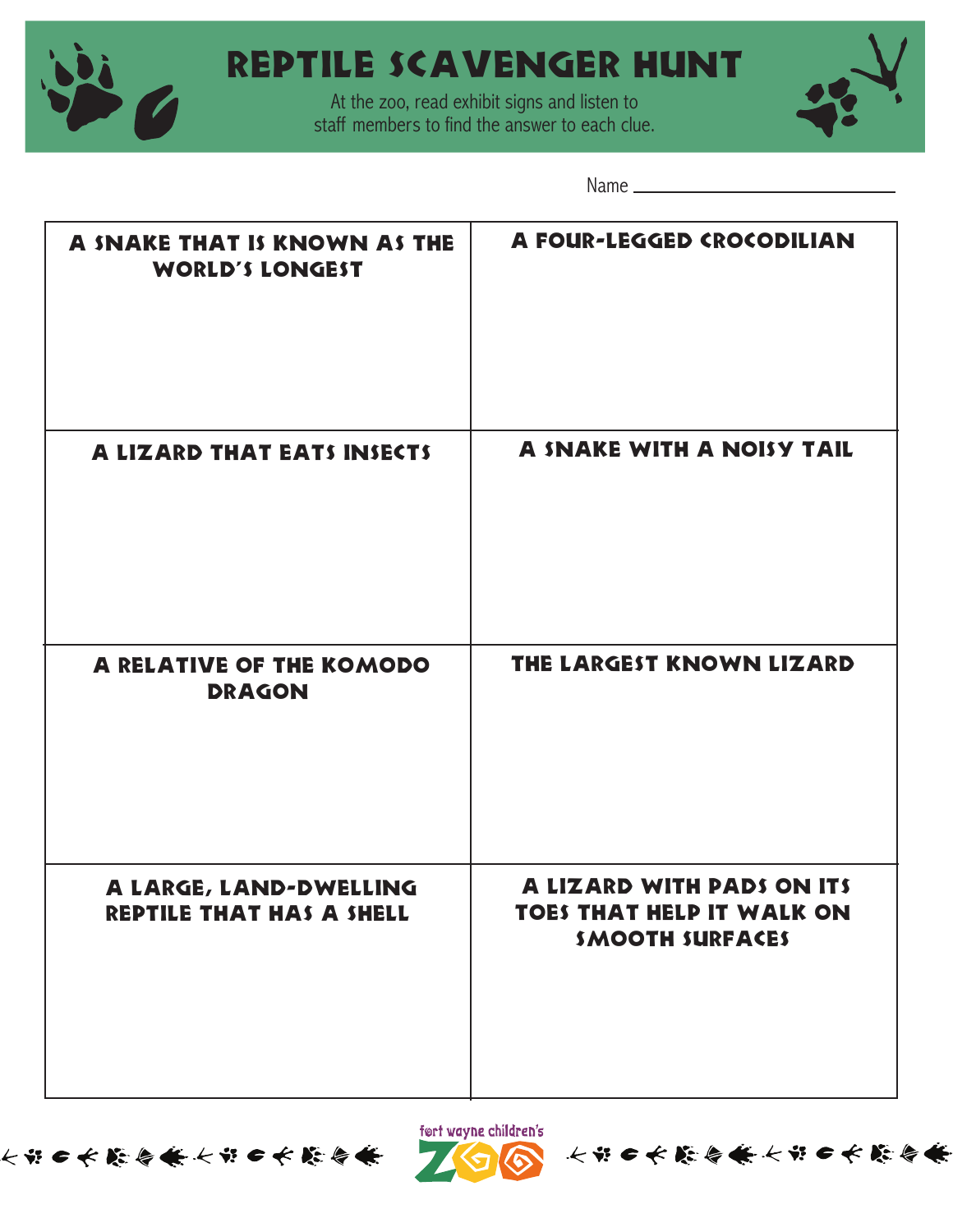# REPTILE SCAVENGER HUNT

At the zoo, read exhibit signs and listen to staff members to find the answer to each clue.

Name ______________________________

| | |
|---|---|
| A SNAKE THAT IS KNOWN AS THE WORLD'S LONGEST | A FOUR-LEGGED CROCODILIAN |
| A LIZARD THAT EATS INSECTS | A SNAKE WITH A NOISY TAIL |
| A RELATIVE OF THE KOMODO DRAGON | THE LARGEST KNOWN LIZARD |
| A LARGE, LAND-DWELLING REPTILE THAT HAS A SHELL | A LIZARD WITH PADS ON ITS TOES THAT HELP IT WALK ON SMOOTH SURFACES |

fort wayne children's ZOO